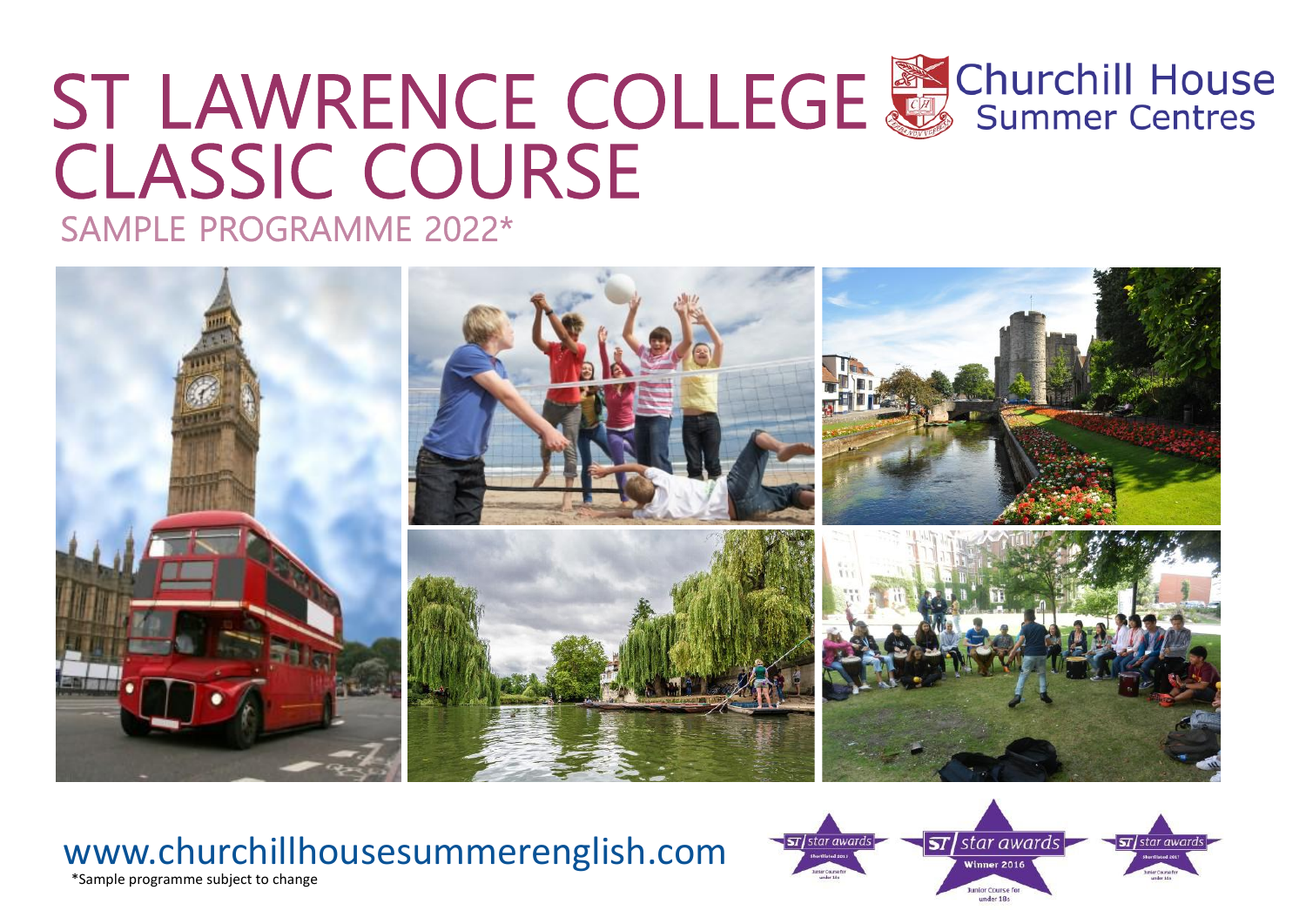# ST LAWRENCE COLLEGE CLASSIC COURSE

Churchill House Summer Centres

## SAMPLE PROGRAMME 2022*

www.churchillhousesummerenglish.com

*Sample programme subject to change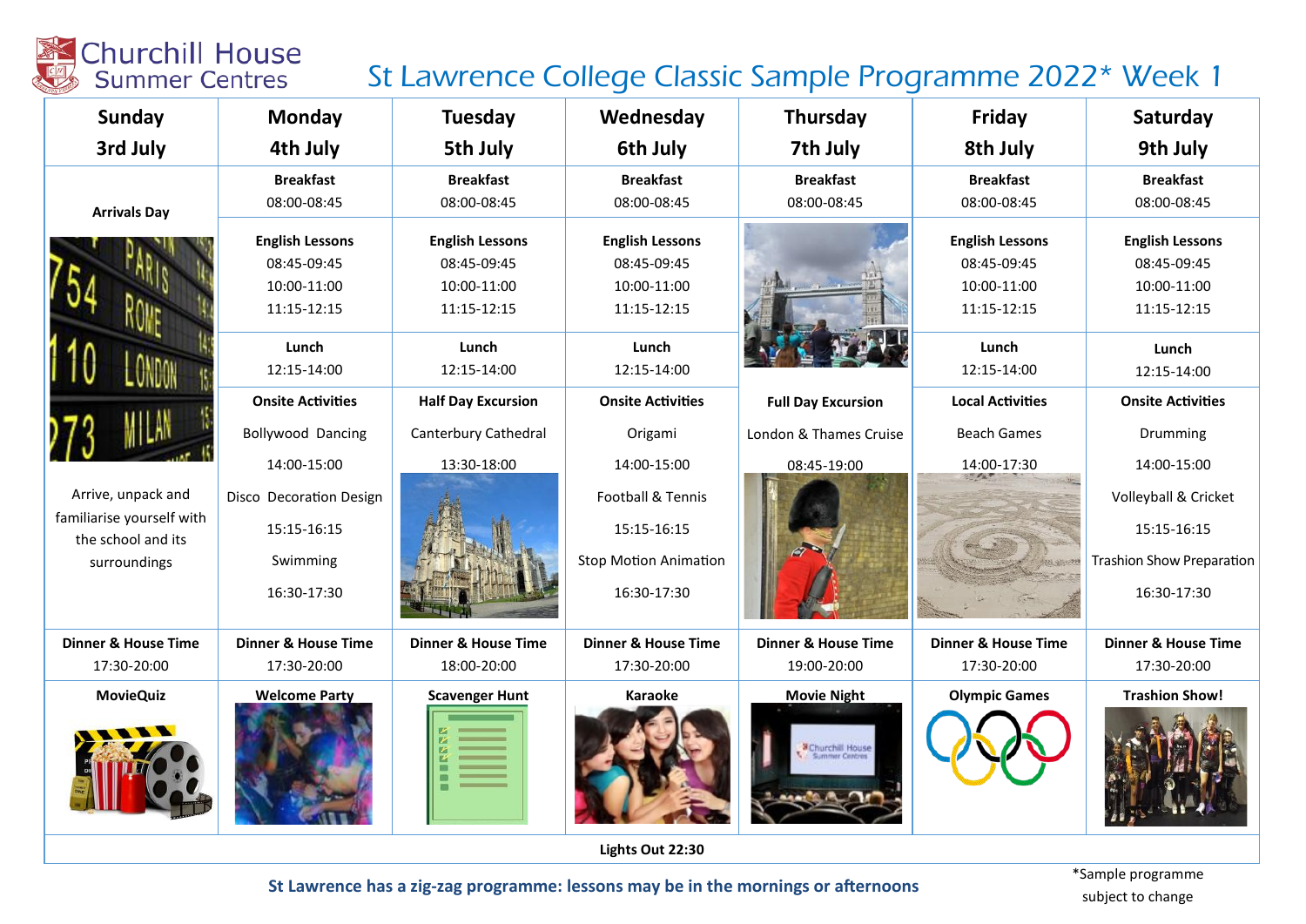Churchill House Summer Centres

# St Lawrence College Classic Sample Programme 2022* Week 1

| Sunday 3rd July | Monday 4th July | Tuesday 5th July | Wednesday 6th July | Thursday 7th July | Friday 8th July | Saturday 9th July |
|---|---|---|---|---|---|---|
| **Arrivals Day** | **Breakfast** 08:00-08:45 | **Breakfast** 08:00-08:45 | **Breakfast** 08:00-08:45 | **Breakfast** 08:00-08:45 | **Breakfast** 08:00-08:45 | **Breakfast** 08:00-08:45 |
| | **English Lessons** 08:45-09:45 10:00-11:00 11:15-12:15 | **English Lessons** 08:45-09:45 10:00-11:00 11:15-12:15 | **English Lessons** 08:45-09:45 10:00-11:00 11:15-12:15 | | **English Lessons** 08:45-09:45 10:00-11:00 11:15-12:15 | **English Lessons** 08:45-09:45 10:00-11:00 11:15-12:15 |
| | **Lunch** 12:15-14:00 | **Lunch** 12:15-14:00 | **Lunch** 12:15-14:00 | | **Lunch** 12:15-14:00 | **Lunch** 12:15-14:00 |
| Arrive, unpack and familiarise yourself with the school and its surroundings | **Onsite Activities** Bollywood Dancing 14:00-15:00 Disco Decoration Design 15:15-16:15 Swimming 16:30-17:30 | **Half Day Excursion** Canterbury Cathedral 13:30-18:00 | **Onsite Activities** Origami 14:00-15:00 Football & Tennis 15:15-16:15 Stop Motion Animation 16:30-17:30 | **Full Day Excursion** London & Thames Cruise 08:45-19:00 | **Local Activities** Beach Games 14:00-17:30 | **Onsite Activities** Drumming 14:00-15:00 Volleyball & Cricket 15:15-16:15 Trashion Show Preparation 16:30-17:30 |
| **Dinner & House Time** 17:30-20:00 | **Dinner & House Time** 17:30-20:00 | **Dinner & House Time** 18:00-20:00 | **Dinner & House Time** 17:30-20:00 | **Dinner & House Time** 19:00-20:00 | **Dinner & House Time** 17:30-20:00 | **Dinner & House Time** 17:30-20:00 |
| **MovieQuiz** | **Welcome Party** | **Scavenger Hunt** | **Karaoke** | **Movie Night** | **Olympic Games** | **Trashion Show!** |
| **Lights Out 22:30** | | | | | | |

**St Lawrence has a zig-zag programme: lessons may be in the mornings or afternoons**

*Sample programme subject to change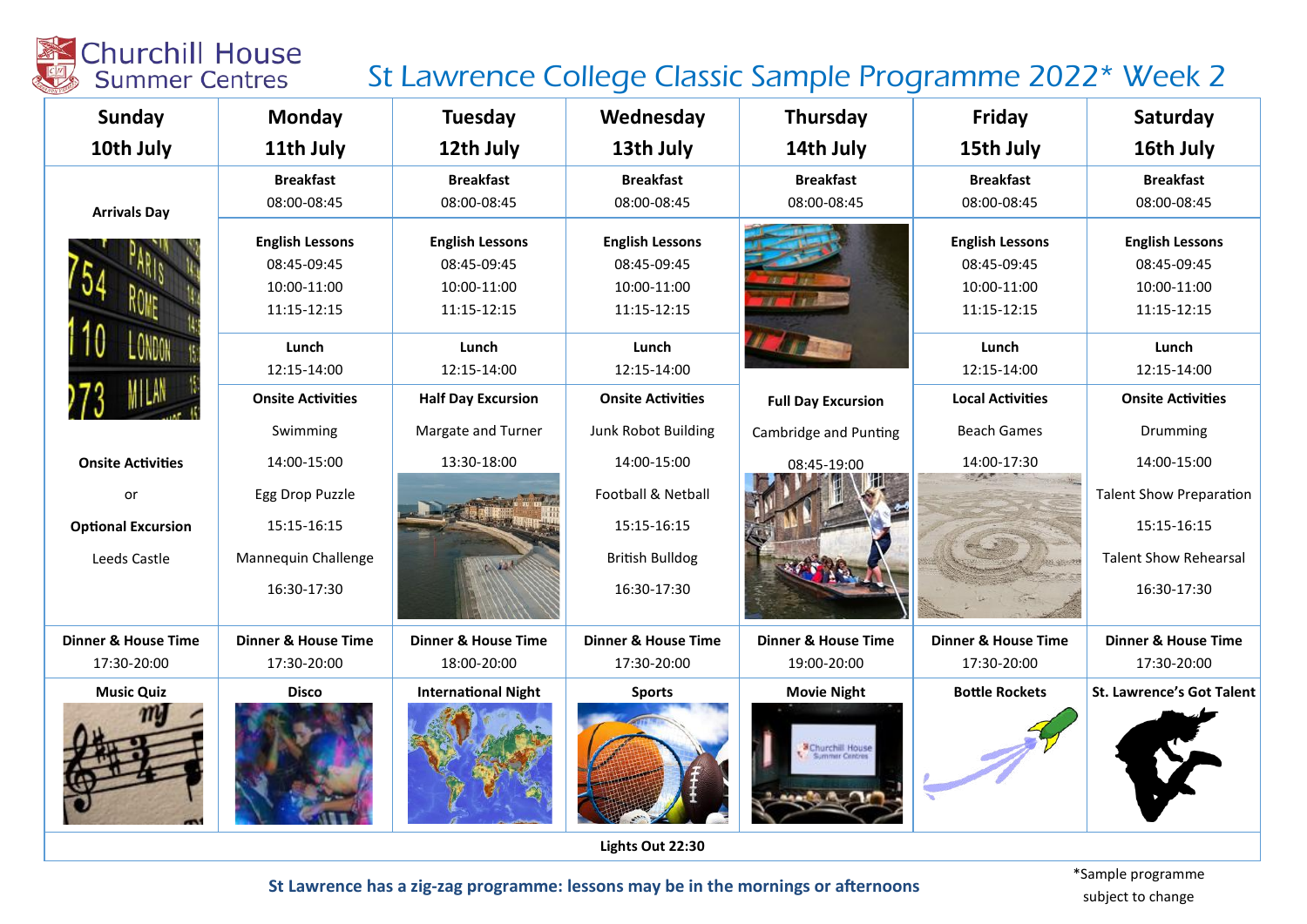Churchill House Summer Centres

# St Lawrence College Classic Sample Programme 2022* Week 2

| Sunday 10th July | Monday 11th July | Tuesday 12th July | Wednesday 13th July | Thursday 14th July | Friday 15th July | Saturday 16th July |
|---|---|---|---|---|---|---|
| **Arrivals Day** | **Breakfast** 08:00-08:45 | **Breakfast** 08:00-08:45 | **Breakfast** 08:00-08:45 | **Breakfast** 08:00-08:45 | **Breakfast** 08:00-08:45 | **Breakfast** 08:00-08:45 |
| | **English Lessons** 08:45-09:45 10:00-11:00 11:15-12:15 | **English Lessons** 08:45-09:45 10:00-11:00 11:15-12:15 | **English Lessons** 08:45-09:45 10:00-11:00 11:15-12:15 | | **English Lessons** 08:45-09:45 10:00-11:00 11:15-12:15 | **English Lessons** 08:45-09:45 10:00-11:00 11:15-12:15 |
| | **Lunch** 12:15-14:00 | **Lunch** 12:15-14:00 | **Lunch** 12:15-14:00 | | **Lunch** 12:15-14:00 | **Lunch** 12:15-14:00 |
| **Onsite Activities** or **Optional Excursion** Leeds Castle | **Onsite Activities** Swimming 14:00-15:00 Egg Drop Puzzle 15:15-16:15 Mannequin Challenge 16:30-17:30 | **Half Day Excursion** Margate and Turner 13:30-18:00 | **Onsite Activities** Junk Robot Building 14:00-15:00 Football & Netball 15:15-16:15 British Bulldog 16:30-17:30 | **Full Day Excursion** Cambridge and Punting 08:45-19:00 | **Local Activities** Beach Games 14:00-17:30 | **Onsite Activities** Drumming 14:00-15:00 Talent Show Preparation 15:15-16:15 Talent Show Rehearsal 16:30-17:30 |
| **Dinner & House Time** 17:30-20:00 | **Dinner & House Time** 17:30-20:00 | **Dinner & House Time** 18:00-20:00 | **Dinner & House Time** 17:30-20:00 | **Dinner & House Time** 19:00-20:00 | **Dinner & House Time** 17:30-20:00 | **Dinner & House Time** 17:30-20:00 |
| **Music Quiz** | **Disco** | **International Night** | **Sports** | **Movie Night** | **Bottle Rockets** | **St. Lawrence's Got Talent** |

**Lights Out 22:30**

**St Lawrence has a zig-zag programme: lessons may be in the mornings or afternoons**

*Sample programme subject to change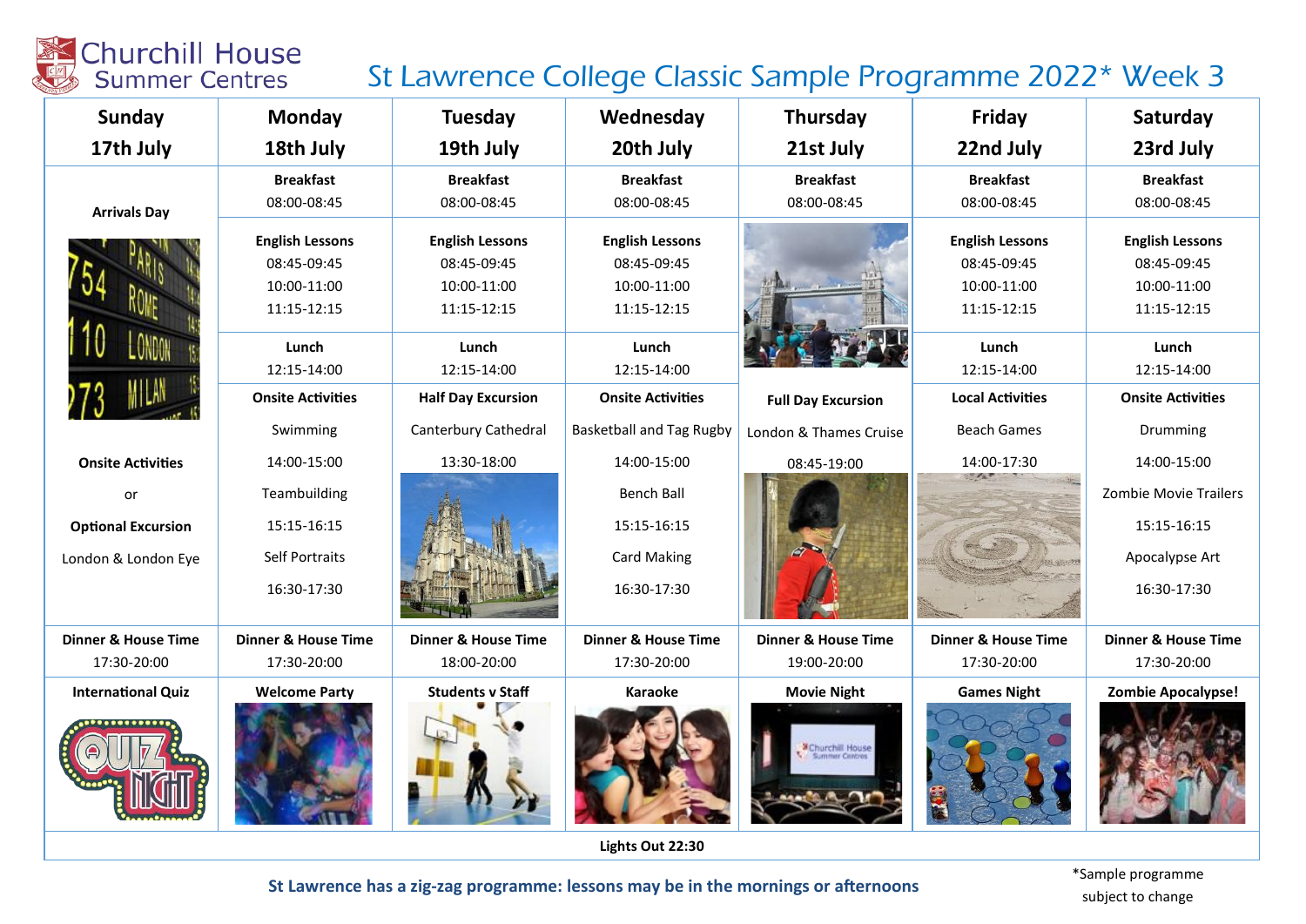Churchill House Summer Centres

# St Lawrence College Classic Sample Programme 2022* Week 3

| Sunday 17th July | Monday 18th July | Tuesday 19th July | Wednesday 20th July | Thursday 21st July | Friday 22nd July | Saturday 23rd July |
|---|---|---|---|---|---|---|
| **Arrivals Day** | **Breakfast** 08:00-08:45 | **Breakfast** 08:00-08:45 | **Breakfast** 08:00-08:45 | **Breakfast** 08:00-08:45 | **Breakfast** 08:00-08:45 | **Breakfast** 08:00-08:45 |
| | **English Lessons** 08:45-09:45 10:00-11:00 11:15-12:15 | **English Lessons** 08:45-09:45 10:00-11:00 11:15-12:15 | **English Lessons** 08:45-09:45 10:00-11:00 11:15-12:15 | | **English Lessons** 08:45-09:45 10:00-11:00 11:15-12:15 | **English Lessons** 08:45-09:45 10:00-11:00 11:15-12:15 |
| | **Lunch** 12:15-14:00 | **Lunch** 12:15-14:00 | **Lunch** 12:15-14:00 | | **Lunch** 12:15-14:00 | **Lunch** 12:15-14:00 |
| **Onsite Activities** or **Optional Excursion** London & London Eye | **Onsite Activities** Swimming 14:00-15:00 Teambuilding 15:15-16:15 Self Portraits 16:30-17:30 | **Half Day Excursion** Canterbury Cathedral 13:30-18:00 | **Onsite Activities** Basketball and Tag Rugby 14:00-15:00 Bench Ball 15:15-16:15 Card Making 16:30-17:30 | **Full Day Excursion** London & Thames Cruise 08:45-19:00 | **Local Activities** Beach Games 14:00-17:30 | **Onsite Activities** Drumming 14:00-15:00 Zombie Movie Trailers 15:15-16:15 Apocalypse Art 16:30-17:30 |
| **Dinner & House Time** 17:30-20:00 | **Dinner & House Time** 17:30-20:00 | **Dinner & House Time** 18:00-20:00 | **Dinner & House Time** 17:30-20:00 | **Dinner & House Time** 19:00-20:00 | **Dinner & House Time** 17:30-20:00 | **Dinner & House Time** 17:30-20:00 |
| **International Quiz** | **Welcome Party** | **Students v Staff** | **Karaoke** | **Movie Night** | **Games Night** | **Zombie Apocalypse!** |
| **Lights Out 22:30** | | | | | | |

**St Lawrence has a zig-zag programme: lessons may be in the mornings or afternoons**

*Sample programme subject to change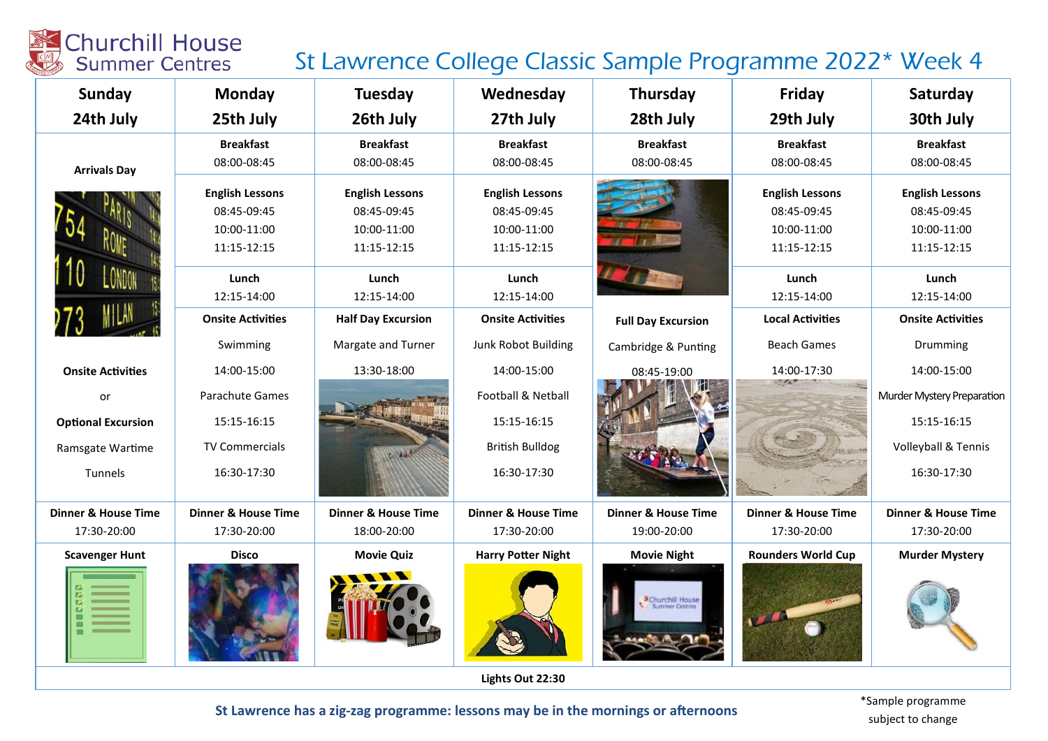Churchill House Summer Centres

# St Lawrence College Classic Sample Programme 2022* Week 4

| Sunday 24th July | Monday 25th July | Tuesday 26th July | Wednesday 27th July | Thursday 28th July | Friday 29th July | Saturday 30th July |
|---|---|---|---|---|---|---|
| **Arrivals Day** | **Breakfast** 08:00-08:45 | **Breakfast** 08:00-08:45 | **Breakfast** 08:00-08:45 | **Breakfast** 08:00-08:45 | **Breakfast** 08:00-08:45 | **Breakfast** 08:00-08:45 |
| | **English Lessons** 08:45-09:45 10:00-11:00 11:15-12:15 | **English Lessons** 08:45-09:45 10:00-11:00 11:15-12:15 | **English Lessons** 08:45-09:45 10:00-11:00 11:15-12:15 | | **English Lessons** 08:45-09:45 10:00-11:00 11:15-12:15 | **English Lessons** 08:45-09:45 10:00-11:00 11:15-12:15 |
| | **Lunch** 12:15-14:00 | **Lunch** 12:15-14:00 | **Lunch** 12:15-14:00 | | **Lunch** 12:15-14:00 | **Lunch** 12:15-14:00 |
| **Onsite Activities** or **Optional Excursion** Ramsgate Wartime Tunnels | **Onsite Activities** Swimming 14:00-15:00 Parachute Games 15:15-16:15 TV Commercials 16:30-17:30 | **Half Day Excursion** Margate and Turner 13:30-18:00 | **Onsite Activities** Junk Robot Building 14:00-15:00 Football & Netball 15:15-16:15 British Bulldog 16:30-17:30 | **Full Day Excursion** Cambridge & Punting 08:45-19:00 | **Local Activities** Beach Games 14:00-17:30 | **Onsite Activities** Drumming 14:00-15:00 Murder Mystery Preparation 15:15-16:15 Volleyball & Tennis 16:30-17:30 |
| **Dinner & House Time** 17:30-20:00 | **Dinner & House Time** 17:30-20:00 | **Dinner & House Time** 18:00-20:00 | **Dinner & House Time** 17:30-20:00 | **Dinner & House Time** 19:00-20:00 | **Dinner & House Time** 17:30-20:00 | **Dinner & House Time** 17:30-20:00 |
| **Scavenger Hunt** | **Disco** | **Movie Quiz** | **Harry Potter Night** | **Movie Night** | **Rounders World Cup** | **Murder Mystery** |
| **Lights Out 22:30** | | | | | | |

**St Lawrence has a zig-zag programme: lessons may be in the mornings or afternoons**

*Sample programme subject to change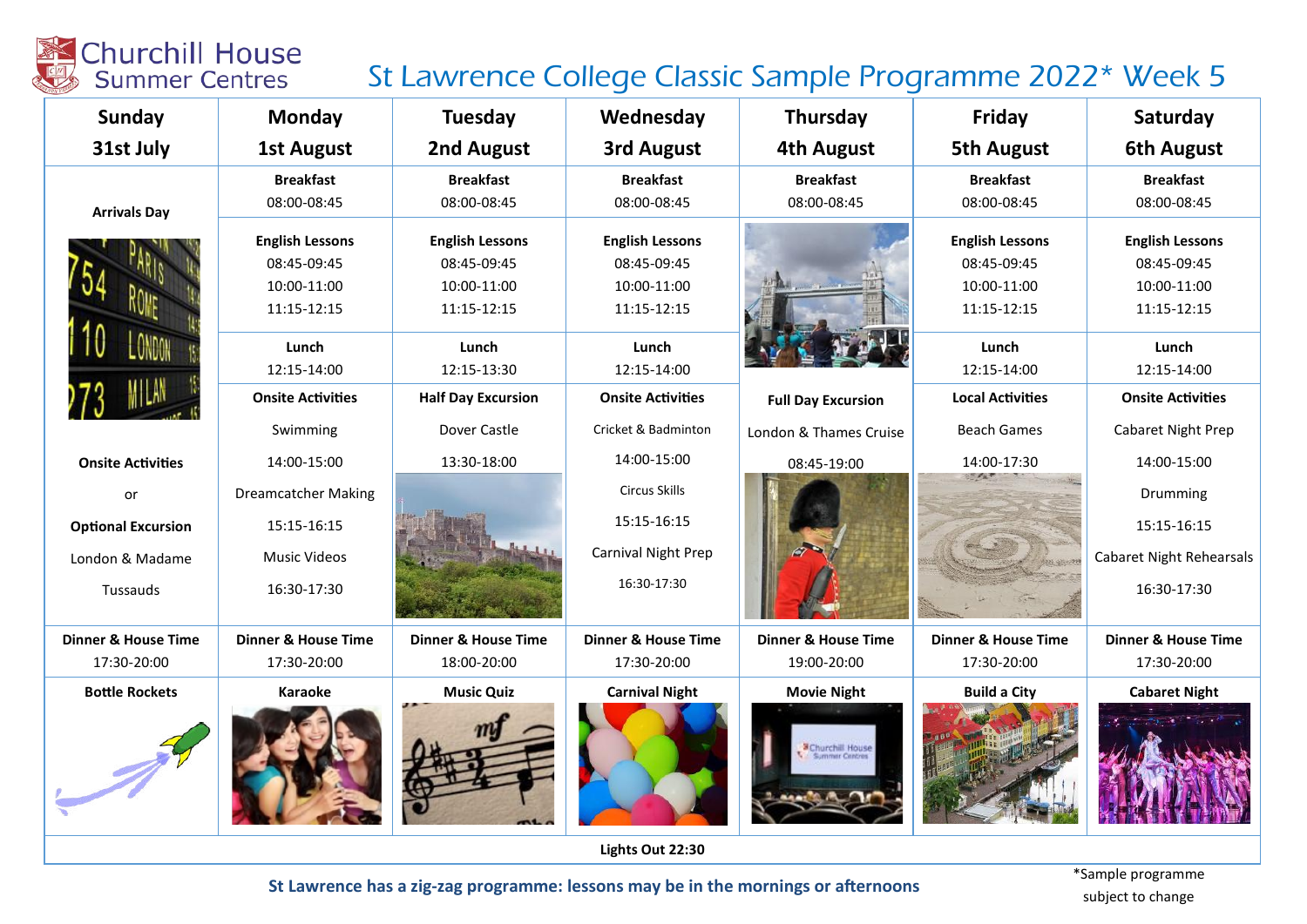# Churchill House Summer Centres

## St Lawrence College Classic Sample Programme 2022* Week 5

| Sunday 31st July | Monday 1st August | Tuesday 2nd August | Wednesday 3rd August | Thursday 4th August | Friday 5th August | Saturday 6th August |
|---|---|---|---|---|---|---|
| **Arrivals Day** | **Breakfast** 08:00-08:45 | **Breakfast** 08:00-08:45 | **Breakfast** 08:00-08:45 | **Breakfast** 08:00-08:45 | **Breakfast** 08:00-08:45 | **Breakfast** 08:00-08:45 |
| | **English Lessons** 08:45-09:45 10:00-11:00 11:15-12:15 | **English Lessons** 08:45-09:45 10:00-11:00 11:15-12:15 | **English Lessons** 08:45-09:45 10:00-11:00 11:15-12:15 | | **English Lessons** 08:45-09:45 10:00-11:00 11:15-12:15 | **English Lessons** 08:45-09:45 10:00-11:00 11:15-12:15 |
| | **Lunch** 12:15-14:00 | **Lunch** 12:15-13:30 | **Lunch** 12:15-14:00 | | **Lunch** 12:15-14:00 | **Lunch** 12:15-14:00 |
| **Onsite Activities** or **Optional Excursion** London & Madame Tussauds | **Onsite Activities** Swimming 14:00-15:00 Dreamcatcher Making 15:15-16:15 Music Videos 16:30-17:30 | **Half Day Excursion** Dover Castle 13:30-18:00 | **Onsite Activities** Cricket & Badminton 14:00-15:00 Circus Skills 15:15-16:15 Carnival Night Prep 16:30-17:30 | **Full Day Excursion** London & Thames Cruise 08:45-19:00 | **Local Activities** Beach Games 14:00-17:30 | **Onsite Activities** Cabaret Night Prep 14:00-15:00 Drumming 15:15-16:15 Cabaret Night Rehearsals 16:30-17:30 |
| **Dinner & House Time** 17:30-20:00 | **Dinner & House Time** 17:30-20:00 | **Dinner & House Time** 18:00-20:00 | **Dinner & House Time** 17:30-20:00 | **Dinner & House Time** 19:00-20:00 | **Dinner & House Time** 17:30-20:00 | **Dinner & House Time** 17:30-20:00 |
| **Bottle Rockets** | **Karaoke** | **Music Quiz** | **Carnival Night** | **Movie Night** | **Build a City** | **Cabaret Night** |
| **Lights Out 22:30** | | | | | | |

**St Lawrence has a zig-zag programme: lessons may be in the mornings or afternoons**

*Sample programme subject to change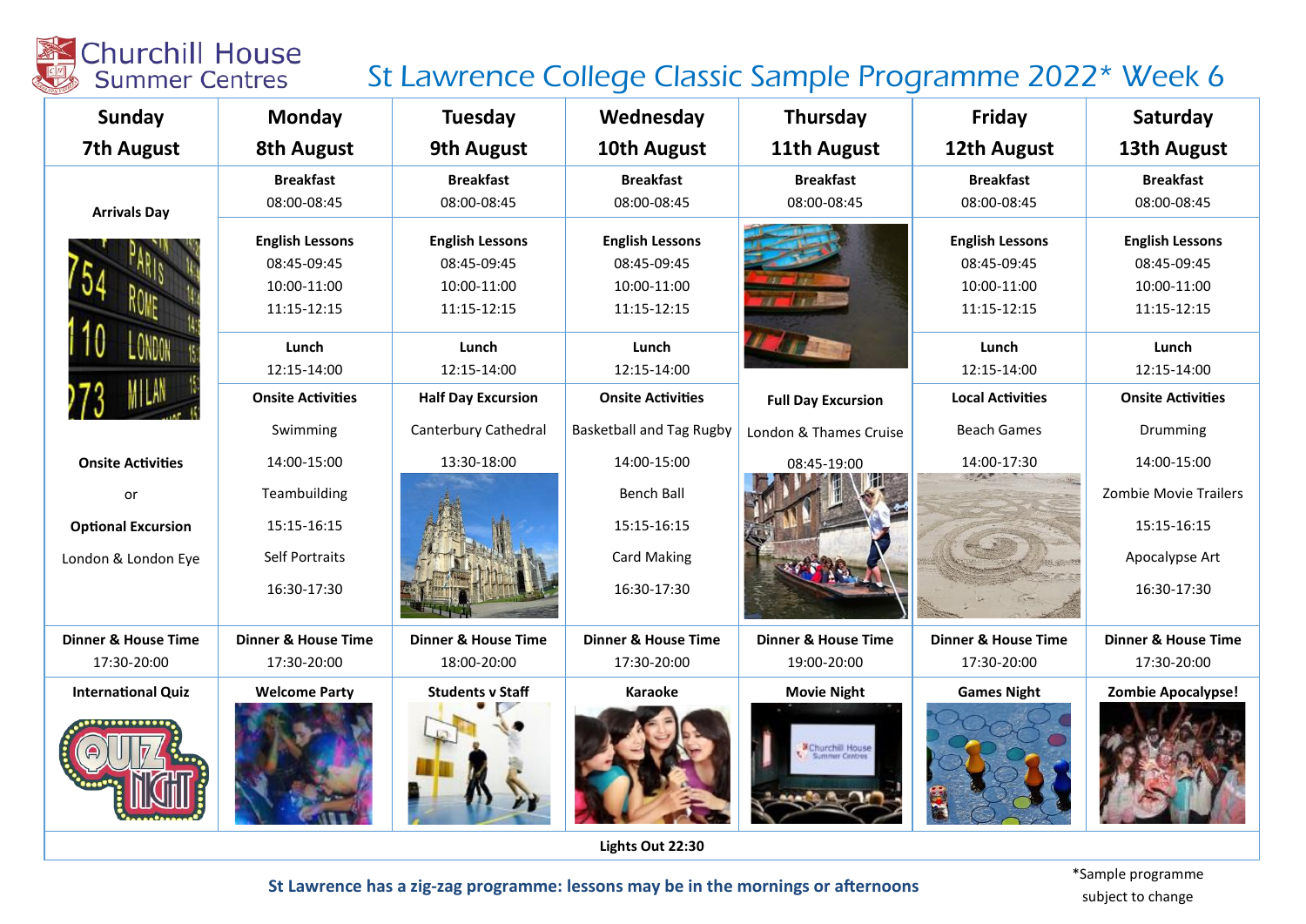# Churchill House Summer Centres

## St Lawrence College Classic Sample Programme 2022* Week 6

| Sunday 7th August | Monday 8th August | Tuesday 9th August | Wednesday 10th August | Thursday 11th August | Friday 12th August | Saturday 13th August |
|---|---|---|---|---|---|---|
| **Arrivals Day** | **Breakfast** 08:00-08:45 | **Breakfast** 08:00-08:45 | **Breakfast** 08:00-08:45 | **Breakfast** 08:00-08:45 | **Breakfast** 08:00-08:45 | **Breakfast** 08:00-08:45 |
| | **English Lessons** 08:45-09:45 10:00-11:00 11:15-12:15 | **English Lessons** 08:45-09:45 10:00-11:00 11:15-12:15 | **English Lessons** 08:45-09:45 10:00-11:00 11:15-12:15 | | **English Lessons** 08:45-09:45 10:00-11:00 11:15-12:15 | **English Lessons** 08:45-09:45 10:00-11:00 11:15-12:15 |
| | **Lunch** 12:15-14:00 | **Lunch** 12:15-14:00 | **Lunch** 12:15-14:00 | | **Lunch** 12:15-14:00 | **Lunch** 12:15-14:00 |
| **Onsite Activities** or **Optional Excursion** London & London Eye | **Onsite Activities** Swimming 14:00-15:00 Teambuilding 15:15-16:15 Self Portraits 16:30-17:30 | **Half Day Excursion** Canterbury Cathedral 13:30-18:00 | **Onsite Activities** Basketball and Tag Rugby 14:00-15:00 Bench Ball 15:15-16:15 Card Making 16:30-17:30 | **Full Day Excursion** London & Thames Cruise 08:45-19:00 | **Local Activities** Beach Games 14:00-17:30 | **Onsite Activities** Drumming 14:00-15:00 Zombie Movie Trailers 15:15-16:15 Apocalypse Art 16:30-17:30 |
| **Dinner & House Time** 17:30-20:00 | **Dinner & House Time** 17:30-20:00 | **Dinner & House Time** 18:00-20:00 | **Dinner & House Time** 17:30-20:00 | **Dinner & House Time** 19:00-20:00 | **Dinner & House Time** 17:30-20:00 | **Dinner & House Time** 17:30-20:00 |
| **International Quiz** | **Welcome Party** | **Students v Staff** | **Karaoke** | **Movie Night** | **Games Night** | **Zombie Apocalypse!** |

**Lights Out 22:30**

**St Lawrence has a zig-zag programme: lessons may be in the mornings or afternoons**

*Sample programme subject to change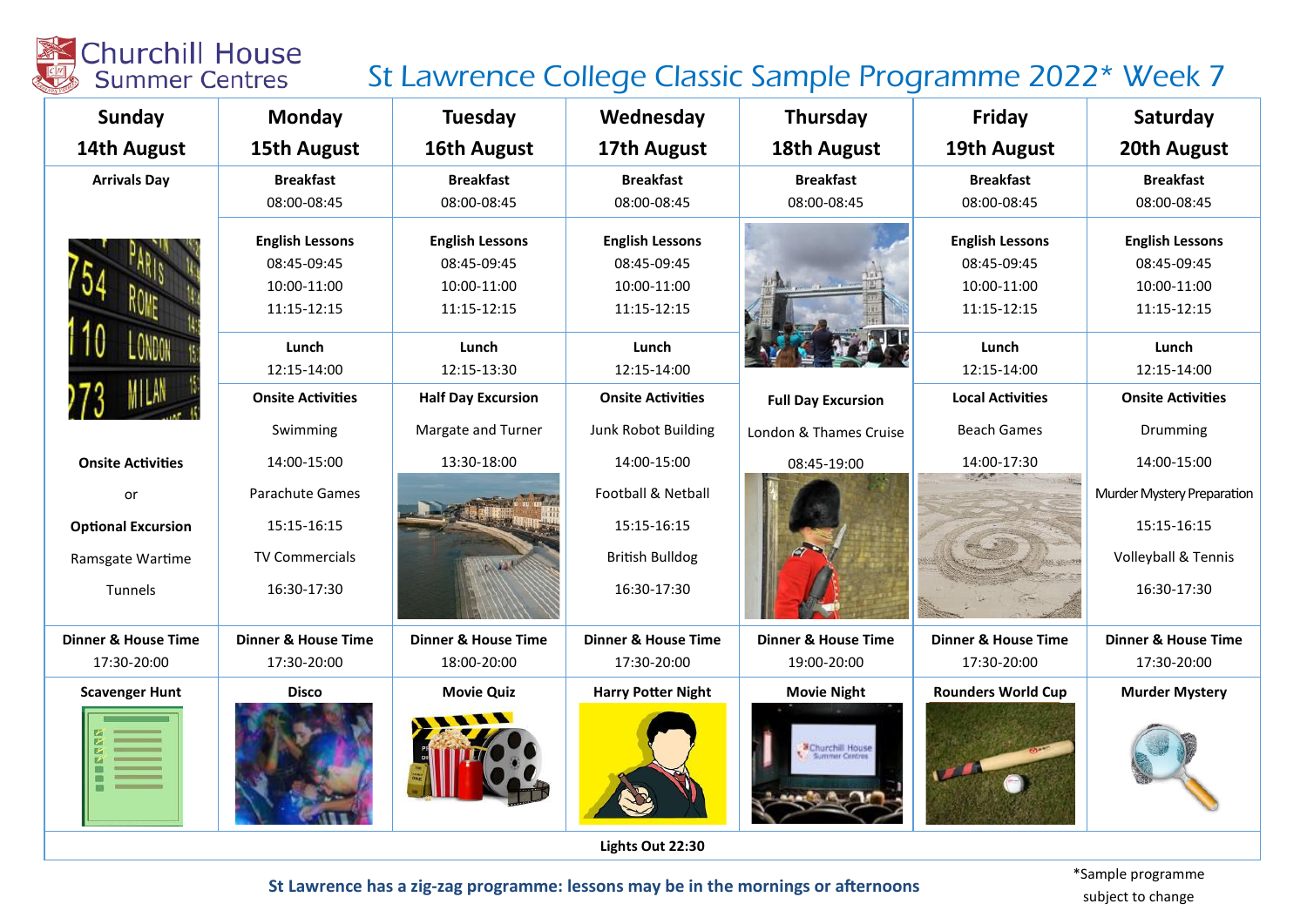Churchill House Summer Centres

# St Lawrence College Classic Sample Programme 2022* Week 7

| Sunday 14th August | Monday 15th August | Tuesday 16th August | Wednesday 17th August | Thursday 18th August | Friday 19th August | Saturday 20th August |
|---|---|---|---|---|---|---|
| **Arrivals Day** | **Breakfast** 08:00-08:45 | **Breakfast** 08:00-08:45 | **Breakfast** 08:00-08:45 | **Breakfast** 08:00-08:45 | **Breakfast** 08:00-08:45 | **Breakfast** 08:00-08:45 |
| | **English Lessons** 08:45-09:45 10:00-11:00 11:15-12:15 | **English Lessons** 08:45-09:45 10:00-11:00 11:15-12:15 | **English Lessons** 08:45-09:45 10:00-11:00 11:15-12:15 | | **English Lessons** 08:45-09:45 10:00-11:00 11:15-12:15 | **English Lessons** 08:45-09:45 10:00-11:00 11:15-12:15 |
| | **Lunch** 12:15-14:00 | **Lunch** 12:15-13:30 | **Lunch** 12:15-14:00 | | **Lunch** 12:15-14:00 | **Lunch** 12:15-14:00 |
| **Onsite Activities** or **Optional Excursion** Ramsgate Wartime Tunnels | **Onsite Activities** Swimming 14:00-15:00 Parachute Games 15:15-16:15 TV Commercials 16:30-17:30 | **Half Day Excursion** Margate and Turner 13:30-18:00 | **Onsite Activities** Junk Robot Building 14:00-15:00 Football & Netball 15:15-16:15 British Bulldog 16:30-17:30 | **Full Day Excursion** London & Thames Cruise 08:45-19:00 | **Local Activities** Beach Games 14:00-17:30 | **Onsite Activities** Drumming 14:00-15:00 Murder Mystery Preparation 15:15-16:15 Volleyball & Tennis 16:30-17:30 |
| **Dinner & House Time** 17:30-20:00 | **Dinner & House Time** 17:30-20:00 | **Dinner & House Time** 18:00-20:00 | **Dinner & House Time** 17:30-20:00 | **Dinner & House Time** 19:00-20:00 | **Dinner & House Time** 17:30-20:00 | **Dinner & House Time** 17:30-20:00 |
| **Scavenger Hunt** | **Disco** | **Movie Quiz** | **Harry Potter Night** | **Movie Night** | **Rounders World Cup** | **Murder Mystery** |
| **Lights Out 22:30** | | | | | | |

**St Lawrence has a zig-zag programme: lessons may be in the mornings or afternoons**

*Sample programme subject to change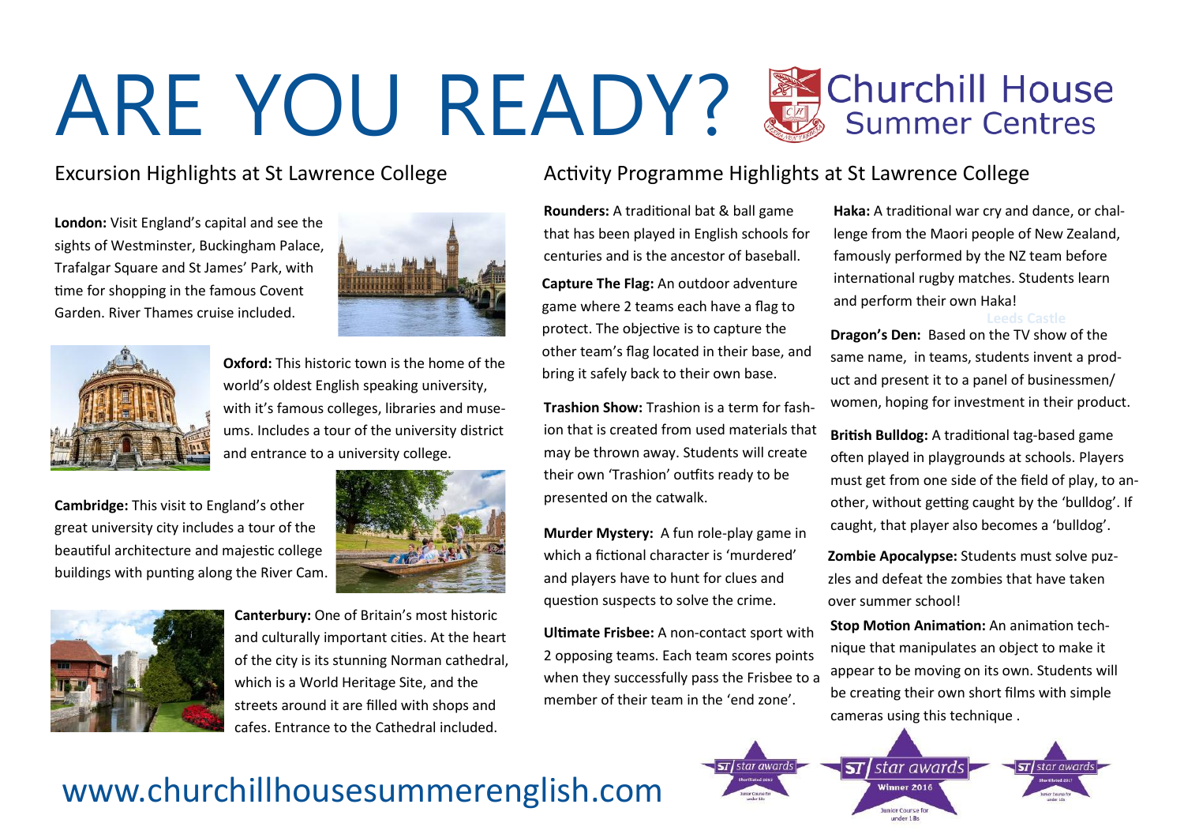# ARE YOU READY?

Churchill House Summer Centres

## Excursion Highlights at St Lawrence College

**London:** Visit England's capital and see the sights of Westminster, Buckingham Palace, Trafalgar Square and St James' Park, with time for shopping in the famous Covent Garden. River Thames cruise included.

**Oxford:** This historic town is the home of the world's oldest English speaking university, with it's famous colleges, libraries and museums. Includes a tour of the university district and entrance to a university college.

**Cambridge:** This visit to England's other great university city includes a tour of the beautiful architecture and majestic college buildings with punting along the River Cam.

**Canterbury:** One of Britain's most historic and culturally important cities. At the heart of the city is its stunning Norman cathedral, which is a World Heritage Site, and the streets around it are filled with shops and cafes. Entrance to the Cathedral included.

## Activity Programme Highlights at St Lawrence College

**Rounders:** A traditional bat & ball game that has been played in English schools for centuries and is the ancestor of baseball.

**Capture The Flag:** An outdoor adventure game where 2 teams each have a flag to protect. The objective is to capture the other team's flag located in their base, and bring it safely back to their own base.

**Trashion Show:** Trashion is a term for fashion that is created from used materials that may be thrown away. Students will create their own 'Trashion' outfits ready to be presented on the catwalk.

**Murder Mystery:** A fun role-play game in which a fictional character is 'murdered' and players have to hunt for clues and question suspects to solve the crime.

**Ultimate Frisbee:** A non-contact sport with 2 opposing teams. Each team scores points when they successfully pass the Frisbee to a member of their team in the 'end zone'.

**Haka:** A traditional war cry and dance, or challenge from the Maori people of New Zealand, famously performed by the NZ team before international rugby matches. Students learn and perform their own Haka!

**Dragon's Den:** Based on the TV show of the same name, in teams, students invent a product and present it to a panel of businessmen/women, hoping for investment in their product.

**British Bulldog:** A traditional tag-based game often played in playgrounds at schools. Players must get from one side of the field of play, to another, without getting caught by the 'bulldog'. If caught, that player also becomes a 'bulldog'.

**Zombie Apocalypse:** Students must solve puzzles and defeat the zombies that have taken over summer school!

**Stop Motion Animation:** An animation technique that manipulates an object to make it appear to be moving on its own. Students will be creating their own short films with simple cameras using this technique .

www.churchillhousesummerenglish.com

ST star awards Shortlisted · ST star awards Winner 2016 Junior Course for under 18s · ST star awards Shortlisted 2017